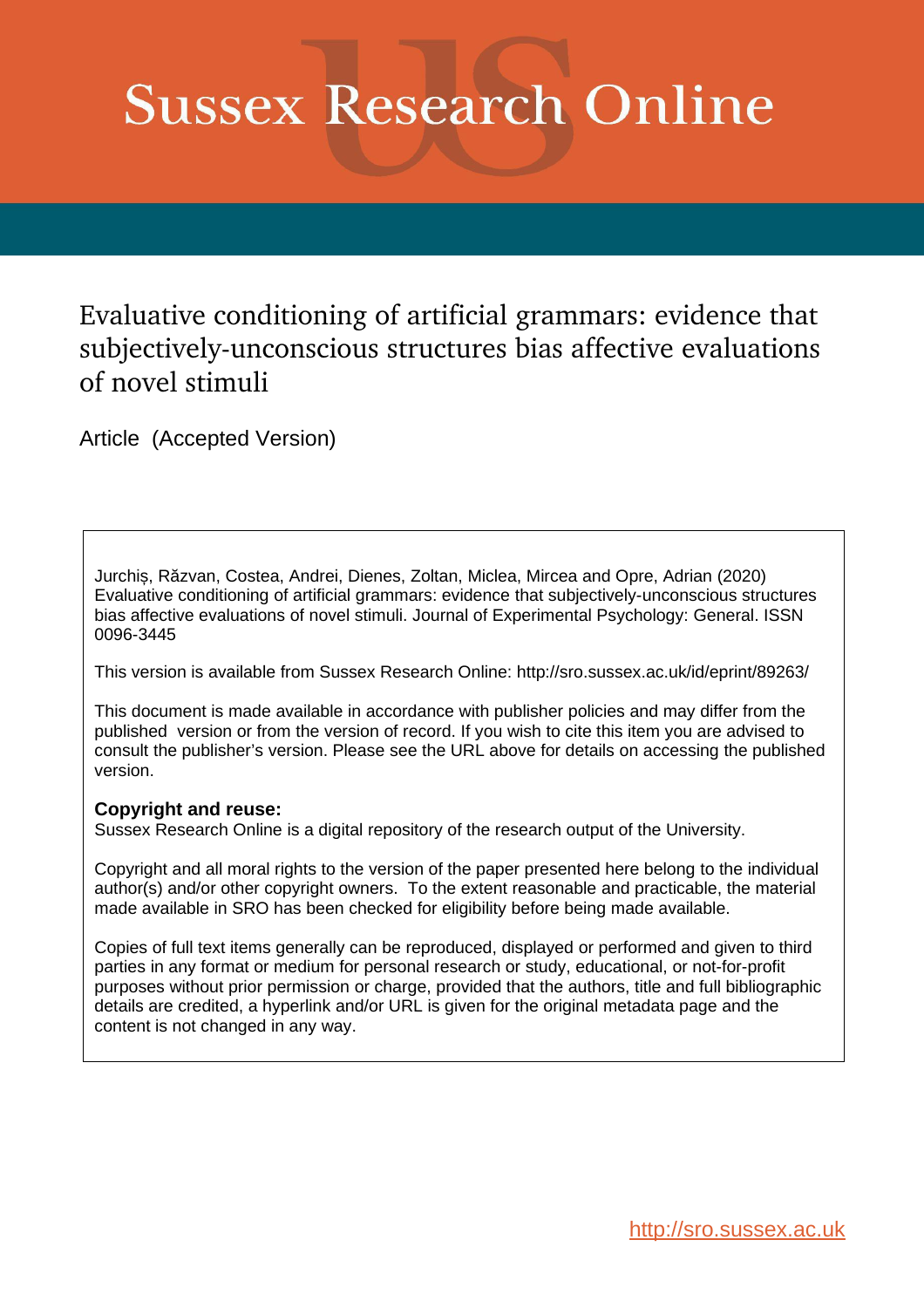# Sussex Research Online

## Evaluative conditioning of artificial grammars: evidence that subjectively-unconscious structures bias affective evaluations of novel stimuli

Article (Accepted Version)

Jurchiș, Răzvan, Costea, Andrei, Dienes, Zoltan, Miclea, Mircea and Opre, Adrian (2020) Evaluative conditioning of artificial grammars: evidence that subjectively-unconscious structures bias affective evaluations of novel stimuli. Journal of Experimental Psychology: General. ISSN 0096-3445

This version is available from Sussex Research Online: http://sro.sussex.ac.uk/id/eprint/89263/

This document is made available in accordance with publisher policies and may differ from the published version or from the version of record. If you wish to cite this item you are advised to consult the publisher's version. Please see the URL above for details on accessing the published version.

**Copyright and reuse:**
Sussex Research Online is a digital repository of the research output of the University.

Copyright and all moral rights to the version of the paper presented here belong to the individual author(s) and/or other copyright owners. To the extent reasonable and practicable, the material made available in SRO has been checked for eligibility before being made available.

Copies of full text items generally can be reproduced, displayed or performed and given to third parties in any format or medium for personal research or study, educational, or not-for-profit purposes without prior permission or charge, provided that the authors, title and full bibliographic details are credited, a hyperlink and/or URL is given for the original metadata page and the content is not changed in any way.

http://sro.sussex.ac.uk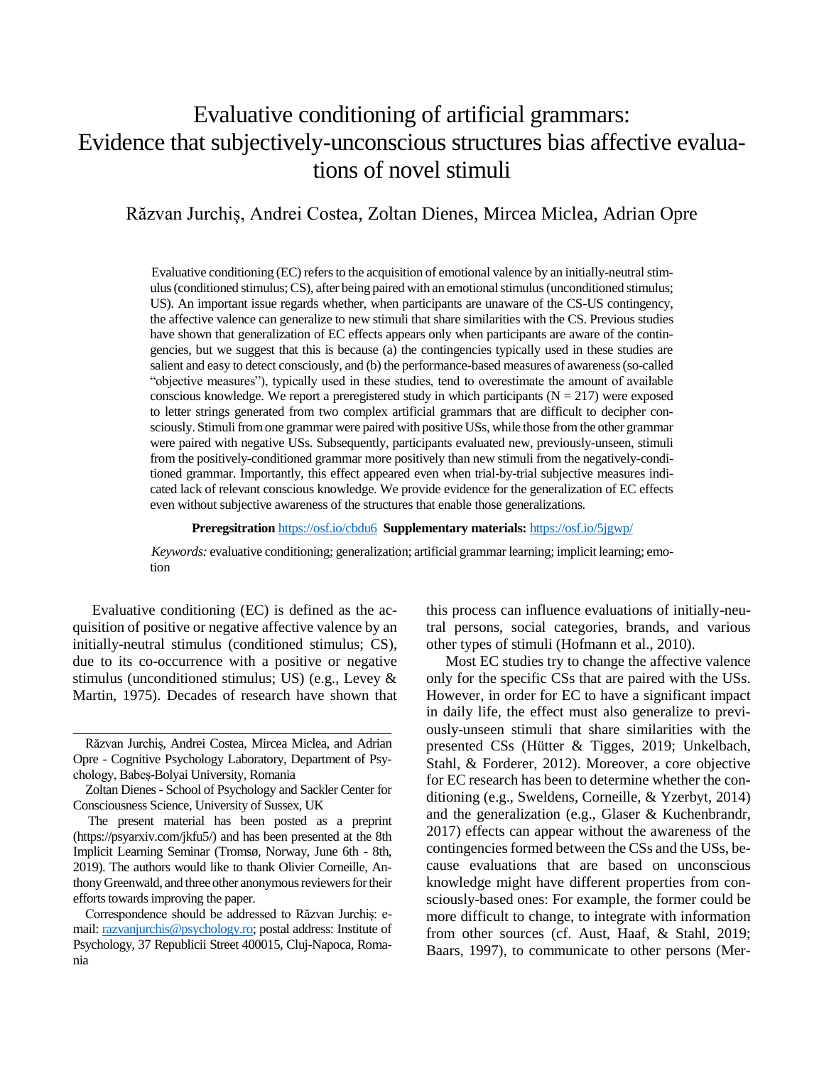# Evaluative conditioning of artificial grammars: Evidence that subjectively-unconscious structures bias affective evaluations of novel stimuli

Răzvan Jurchiș, Andrei Costea, Zoltan Dienes, Mircea Miclea, Adrian Opre

Evaluative conditioning (EC) refers to the acquisition of emotional valence by an initially-neutral stimulus (conditioned stimulus; CS), after being paired with an emotional stimulus (unconditioned stimulus; US). An important issue regards whether, when participants are unaware of the CS-US contingency, the affective valence can generalize to new stimuli that share similarities with the CS. Previous studies have shown that generalization of EC effects appears only when participants are aware of the contingencies, but we suggest that this is because (a) the contingencies typically used in these studies are salient and easy to detect consciously, and (b) the performance-based measures of awareness (so-called "objective measures"), typically used in these studies, tend to overestimate the amount of available conscious knowledge. We report a preregistered study in which participants (N = 217) were exposed to letter strings generated from two complex artificial grammars that are difficult to decipher consciously. Stimuli from one grammar were paired with positive USs, while those from the other grammar were paired with negative USs. Subsequently, participants evaluated new, previously-unseen, stimuli from the positively-conditioned grammar more positively than new stimuli from the negatively-conditioned grammar. Importantly, this effect appeared even when trial-by-trial subjective measures indicated lack of relevant conscious knowledge. We provide evidence for the generalization of EC effects even without subjective awareness of the structures that enable those generalizations.

**Preregsitration** https://osf.io/cbdu6 **Supplementary materials:** https://osf.io/5jgwp/

*Keywords:* evaluative conditioning; generalization; artificial grammar learning; implicit learning; emotion

Evaluative conditioning (EC) is defined as the acquisition of positive or negative affective valence by an initially-neutral stimulus (conditioned stimulus; CS), due to its co-occurrence with a positive or negative stimulus (unconditioned stimulus; US) (e.g., Levey & Martin, 1975). Decades of research have shown that this process can influence evaluations of initially-neutral persons, social categories, brands, and various other types of stimuli (Hofmann et al., 2010).

Most EC studies try to change the affective valence only for the specific CSs that are paired with the USs. However, in order for EC to have a significant impact in daily life, the effect must also generalize to previously-unseen stimuli that share similarities with the presented CSs (Hütter & Tigges, 2019; Unkelbach, Stahl, & Forderer, 2012). Moreover, a core objective for EC research has been to determine whether the conditioning (e.g., Sweldens, Corneille, & Yzerbyt, 2014) and the generalization (e.g., Glaser & Kuchenbrandr, 2017) effects can appear without the awareness of the contingencies formed between the CSs and the USs, because evaluations that are based on unconscious knowledge might have different properties from consciously-based ones: For example, the former could be more difficult to change, to integrate with information from other sources (cf. Aust, Haaf, & Stahl, 2019; Baars, 1997), to communicate to other persons (Mer-

Răzvan Jurchiș, Andrei Costea, Mircea Miclea, and Adrian Opre - Cognitive Psychology Laboratory, Department of Psychology, Babeș-Bolyai University, Romania

Zoltan Dienes - School of Psychology and Sackler Center for Consciousness Science, University of Sussex, UK

The present material has been posted as a preprint (https://psyarxiv.com/jkfu5/) and has been presented at the 8th Implicit Learning Seminar (Tromsø, Norway, June 6th - 8th, 2019). The authors would like to thank Olivier Corneille, Anthony Greenwald, and three other anonymous reviewers for their efforts towards improving the paper.

Correspondence should be addressed to Răzvan Jurchiș: e-mail: razvanjurchis@psychology.ro; postal address: Institute of Psychology, 37 Republicii Street 400015, Cluj-Napoca, Romania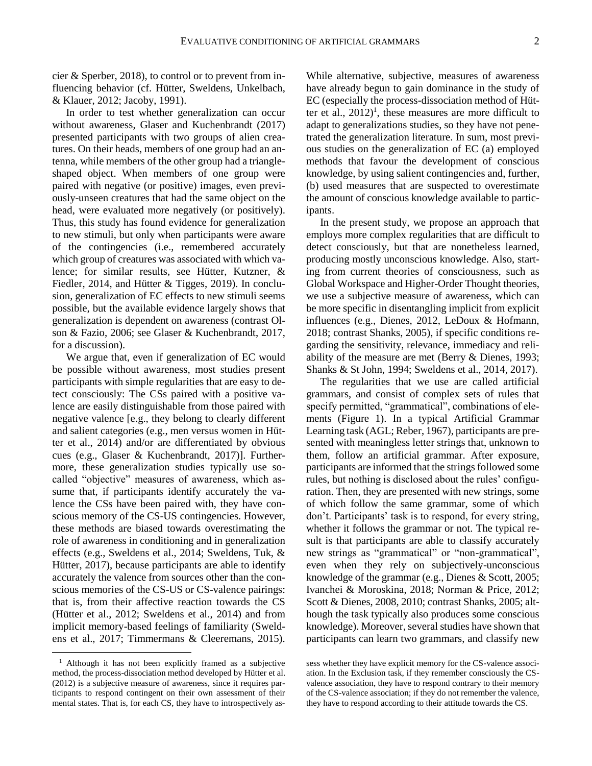cier & Sperber, 2018), to control or to prevent from influencing behavior (cf. Hütter, Sweldens, Unkelbach, & Klauer, 2012; Jacoby, 1991).

In order to test whether generalization can occur without awareness, Glaser and Kuchenbrandt (2017) presented participants with two groups of alien creatures. On their heads, members of one group had an antenna, while members of the other group had a triangle-shaped object. When members of one group were paired with negative (or positive) images, even previously-unseen creatures that had the same object on the head, were evaluated more negatively (or positively). Thus, this study has found evidence for generalization to new stimuli, but only when participants were aware of the contingencies (i.e., remembered accurately which group of creatures was associated with which valence; for similar results, see Hütter, Kutzner, & Fiedler, 2014, and Hütter & Tigges, 2019). In conclusion, generalization of EC effects to new stimuli seems possible, but the available evidence largely shows that generalization is dependent on awareness (contrast Olson & Fazio, 2006; see Glaser & Kuchenbrandt, 2017, for a discussion).

We argue that, even if generalization of EC would be possible without awareness, most studies present participants with simple regularities that are easy to detect consciously: The CSs paired with a positive valence are easily distinguishable from those paired with negative valence [e.g., they belong to clearly different and salient categories (e.g., men versus women in Hütter et al., 2014) and/or are differentiated by obvious cues (e.g., Glaser & Kuchenbrandt, 2017)]. Furthermore, these generalization studies typically use so-called "objective" measures of awareness, which assume that, if participants identify accurately the valence the CSs have been paired with, they have conscious memory of the CS-US contingencies. However, these methods are biased towards overestimating the role of awareness in conditioning and in generalization effects (e.g., Sweldens et al., 2014; Sweldens, Tuk, & Hütter, 2017), because participants are able to identify accurately the valence from sources other than the conscious memories of the CS-US or CS-valence pairings: that is, from their affective reaction towards the CS (Hütter et al., 2012; Sweldens et al., 2014) and from implicit memory-based feelings of familiarity (Sweldens et al., 2017; Timmermans & Cleeremans, 2015). While alternative, subjective, measures of awareness have already begun to gain dominance in the study of EC (especially the process-dissociation method of Hütter et al., 2012)[1], these measures are more difficult to adapt to generalizations studies, so they have not penetrated the generalization literature. In sum, most previous studies on the generalization of EC (a) employed methods that favour the development of conscious knowledge, by using salient contingencies and, further, (b) used measures that are suspected to overestimate the amount of conscious knowledge available to participants.

In the present study, we propose an approach that employs more complex regularities that are difficult to detect consciously, but that are nonetheless learned, producing mostly unconscious knowledge. Also, starting from current theories of consciousness, such as Global Workspace and Higher-Order Thought theories, we use a subjective measure of awareness, which can be more specific in disentangling implicit from explicit influences (e.g., Dienes, 2012, LeDoux & Hofmann, 2018; contrast Shanks, 2005), if specific conditions regarding the sensitivity, relevance, immediacy and reliability of the measure are met (Berry & Dienes, 1993; Shanks & St John, 1994; Sweldens et al., 2014, 2017).

The regularities that we use are called artificial grammars, and consist of complex sets of rules that specify permitted, "grammatical", combinations of elements (Figure 1). In a typical Artificial Grammar Learning task (AGL; Reber, 1967), participants are presented with meaningless letter strings that, unknown to them, follow an artificial grammar. After exposure, participants are informed that the strings followed some rules, but nothing is disclosed about the rules' configuration. Then, they are presented with new strings, some of which follow the same grammar, some of which don't. Participants' task is to respond, for every string, whether it follows the grammar or not. The typical result is that participants are able to classify accurately new strings as "grammatical" or "non-grammatical", even when they rely on subjectively-unconscious knowledge of the grammar (e.g., Dienes & Scott, 2005; Ivanchei & Moroskina, 2018; Norman & Price, 2012; Scott & Dienes, 2008, 2010; contrast Shanks, 2005; although the task typically also produces some conscious knowledge). Moreover, several studies have shown that participants can learn two grammars, and classify new

[1] Although it has not been explicitly framed as a subjective method, the process-dissociation method developed by Hütter et al. (2012) is a subjective measure of awareness, since it requires participants to respond contingent on their own assessment of their mental states. That is, for each CS, they have to introspectively assess whether they have explicit memory for the CS-valence association. In the Exclusion task, if they remember consciously the CS-valence association, they have to respond contrary to their memory of the CS-valence association; if they do not remember the valence, they have to respond according to their attitude towards the CS.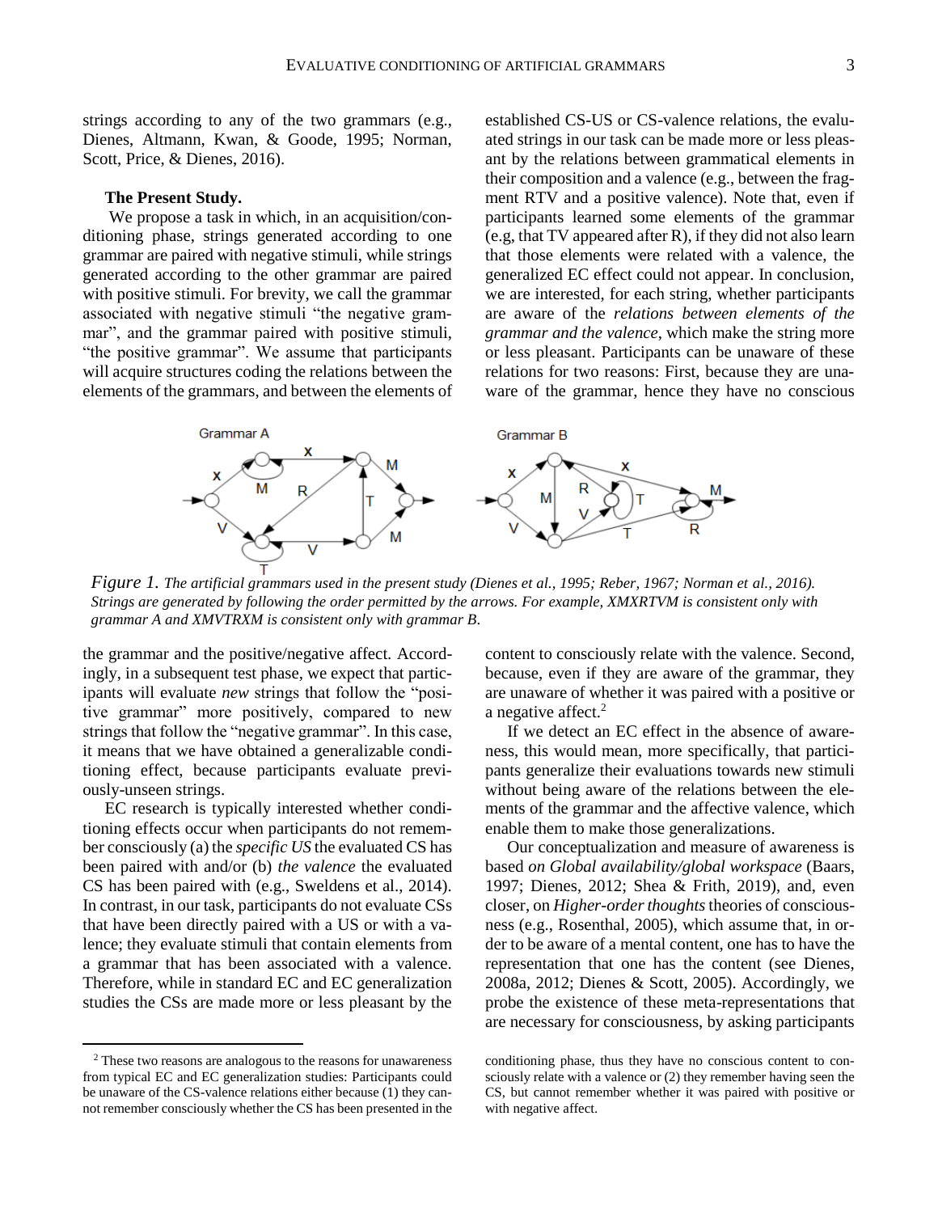strings according to any of the two grammars (e.g., Dienes, Altmann, Kwan, & Goode, 1995; Norman, Scott, Price, & Dienes, 2016).

### The Present Study.

We propose a task in which, in an acquisition/conditioning phase, strings generated according to one grammar are paired with negative stimuli, while strings generated according to the other grammar are paired with positive stimuli. For brevity, we call the grammar associated with negative stimuli "the negative grammar", and the grammar paired with positive stimuli, "the positive grammar". We assume that participants will acquire structures coding the relations between the elements of the grammars, and between the elements of the grammar and the positive/negative affect. Accordingly, in a subsequent test phase, we expect that participants will evaluate *new* strings that follow the "positive grammar" more positively, compared to new strings that follow the "negative grammar". In this case, it means that we have obtained a generalizable conditioning effect, because participants evaluate previously-unseen strings.

EC research is typically interested whether conditioning effects occur when participants do not remember consciously (a) the *specific US* the evaluated CS has been paired with and/or (b) *the valence* the evaluated CS has been paired with (e.g., Sweldens et al., 2014). In contrast, in our task, participants do not evaluate CSs that have been directly paired with a US or with a valence; they evaluate stimuli that contain elements from a grammar that has been associated with a valence. Therefore, while in standard EC and EC generalization studies the CSs are made more or less pleasant by the established CS-US or CS-valence relations, the evaluated strings in our task can be made more or less pleasant by the relations between grammatical elements in their composition and a valence (e.g., between the fragment RTV and a positive valence). Note that, even if participants learned some elements of the grammar (e.g, that TV appeared after R), if they did not also learn that those elements were related with a valence, the generalized EC effect could not appear. In conclusion, we are interested, for each string, whether participants are aware of the *relations between elements of the grammar and the valence*, which make the string more or less pleasant. Participants can be unaware of these relations for two reasons: First, because they are unaware of the grammar, hence they have no conscious content to consciously relate with the valence. Second, because, even if they are aware of the grammar, they are unaware of whether it was paired with a positive or a negative affect.[2]

*Figure 1.* *The artificial grammars used in the present study (Dienes et al., 1995; Reber, 1967; Norman et al., 2016). Strings are generated by following the order permitted by the arrows. For example, XMXRTVM is consistent only with grammar A and XMVTRXM is consistent only with grammar B.*

If we detect an EC effect in the absence of awareness, this would mean, more specifically, that participants generalize their evaluations towards new stimuli without being aware of the relations between the elements of the grammar and the affective valence, which enable them to make those generalizations.

Our conceptualization and measure of awareness is based *on Global availability/global workspace* (Baars, 1997; Dienes, 2012; Shea & Frith, 2019), and, even closer, on *Higher-order thoughts* theories of consciousness (e.g., Rosenthal, 2005), which assume that, in order to be aware of a mental content, one has to have the representation that one has the content (see Dienes, 2008a, 2012; Dienes & Scott, 2005). Accordingly, we probe the existence of these meta-representations that are necessary for consciousness, by asking participants

[2] These two reasons are analogous to the reasons for unawareness from typical EC and EC generalization studies: Participants could be unaware of the CS-valence relations either because (1) they cannot remember consciously whether the CS has been presented in the conditioning phase, thus they have no conscious content to consciously relate with a valence or (2) they remember having seen the CS, but cannot remember whether it was paired with positive or with negative affect.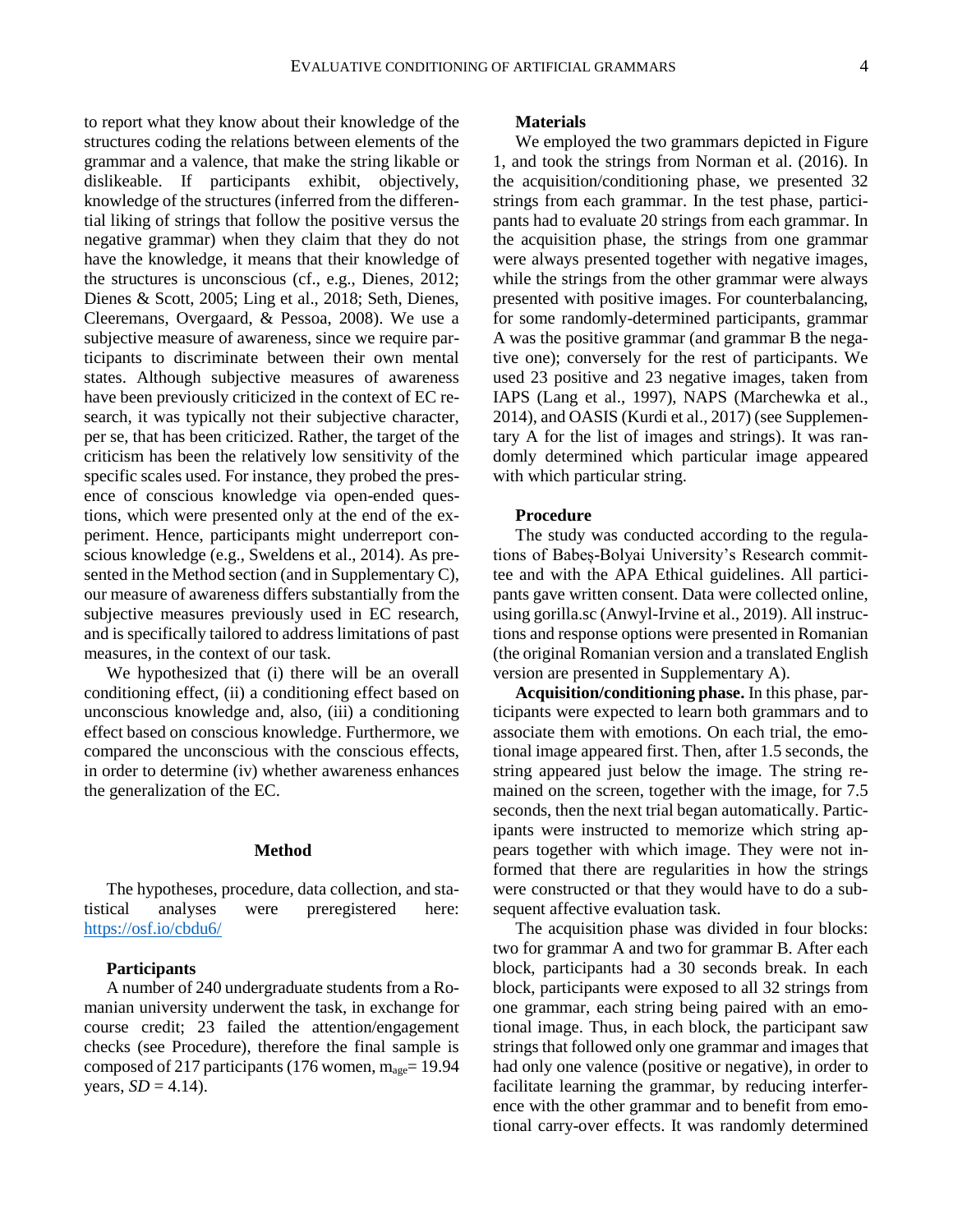to report what they know about their knowledge of the structures coding the relations between elements of the grammar and a valence, that make the string likable or dislikeable. If participants exhibit, objectively, knowledge of the structures (inferred from the differential liking of strings that follow the positive versus the negative grammar) when they claim that they do not have the knowledge, it means that their knowledge of the structures is unconscious (cf., e.g., Dienes, 2012; Dienes & Scott, 2005; Ling et al., 2018; Seth, Dienes, Cleeremans, Overgaard, & Pessoa, 2008). We use a subjective measure of awareness, since we require participants to discriminate between their own mental states. Although subjective measures of awareness have been previously criticized in the context of EC research, it was typically not their subjective character, per se, that has been criticized. Rather, the target of the criticism has been the relatively low sensitivity of the specific scales used. For instance, they probed the presence of conscious knowledge via open-ended questions, which were presented only at the end of the experiment. Hence, participants might underreport conscious knowledge (e.g., Sweldens et al., 2014). As presented in the Method section (and in Supplementary C), our measure of awareness differs substantially from the subjective measures previously used in EC research, and is specifically tailored to address limitations of past measures, in the context of our task.

We hypothesized that (i) there will be an overall conditioning effect, (ii) a conditioning effect based on unconscious knowledge and, also, (iii) a conditioning effect based on conscious knowledge. Furthermore, we compared the unconscious with the conscious effects, in order to determine (iv) whether awareness enhances the generalization of the EC.

## Method

The hypotheses, procedure, data collection, and statistical analyses were preregistered here: https://osf.io/cbdu6/

### Participants

A number of 240 undergraduate students from a Romanian university underwent the task, in exchange for course credit; 23 failed the attention/engagement checks (see Procedure), therefore the final sample is composed of 217 participants (176 women, $m_{age}$ = 19.94 years, *SD* = 4.14).

### Materials

We employed the two grammars depicted in Figure 1, and took the strings from Norman et al. (2016). In the acquisition/conditioning phase, we presented 32 strings from each grammar. In the test phase, participants had to evaluate 20 strings from each grammar. In the acquisition phase, the strings from one grammar were always presented together with negative images, while the strings from the other grammar were always presented with positive images. For counterbalancing, for some randomly-determined participants, grammar A was the positive grammar (and grammar B the negative one); conversely for the rest of participants. We used 23 positive and 23 negative images, taken from IAPS (Lang et al., 1997), NAPS (Marchewka et al., 2014), and OASIS (Kurdi et al., 2017) (see Supplementary A for the list of images and strings). It was randomly determined which particular image appeared with which particular string.

### Procedure

The study was conducted according to the regulations of Babeș-Bolyai University's Research committee and with the APA Ethical guidelines. All participants gave written consent. Data were collected online, using gorilla.sc (Anwyl-Irvine et al., 2019). All instructions and response options were presented in Romanian (the original Romanian version and a translated English version are presented in Supplementary A).

**Acquisition/conditioning phase.** In this phase, participants were expected to learn both grammars and to associate them with emotions. On each trial, the emotional image appeared first. Then, after 1.5 seconds, the string appeared just below the image. The string remained on the screen, together with the image, for 7.5 seconds, then the next trial began automatically. Participants were instructed to memorize which string appears together with which image. They were not informed that there are regularities in how the strings were constructed or that they would have to do a subsequent affective evaluation task.

The acquisition phase was divided in four blocks: two for grammar A and two for grammar B. After each block, participants had a 30 seconds break. In each block, participants were exposed to all 32 strings from one grammar, each string being paired with an emotional image. Thus, in each block, the participant saw strings that followed only one grammar and images that had only one valence (positive or negative), in order to facilitate learning the grammar, by reducing interference with the other grammar and to benefit from emotional carry-over effects. It was randomly determined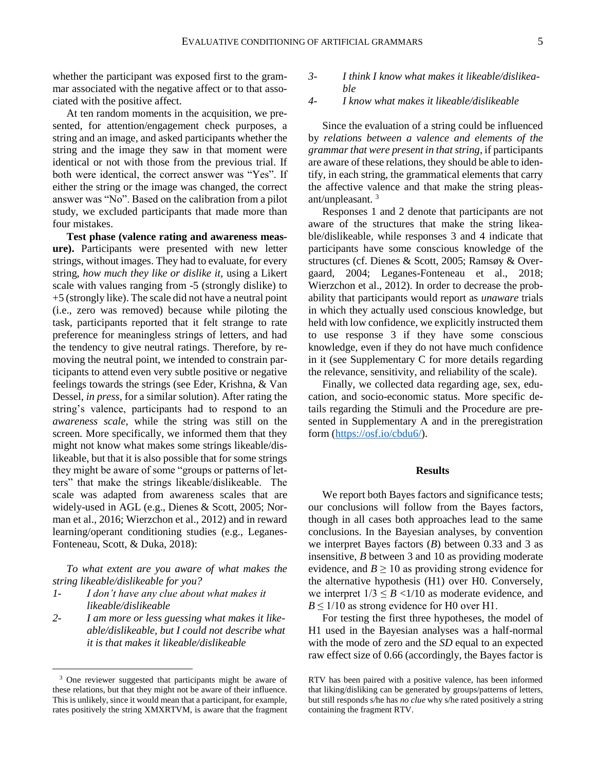whether the participant was exposed first to the grammar associated with the negative affect or to that associated with the positive affect.

At ten random moments in the acquisition, we presented, for attention/engagement check purposes, a string and an image, and asked participants whether the string and the image they saw in that moment were identical or not with those from the previous trial. If both were identical, the correct answer was "Yes". If either the string or the image was changed, the correct answer was "No". Based on the calibration from a pilot study, we excluded participants that made more than four mistakes.

**Test phase (valence rating and awareness measure).** Participants were presented with new letter strings, without images. They had to evaluate, for every string, *how much they like or dislike it,* using a Likert scale with values ranging from -5 (strongly dislike) to +5 (strongly like). The scale did not have a neutral point (i.e., zero was removed) because while piloting the task, participants reported that it felt strange to rate preference for meaningless strings of letters, and had the tendency to give neutral ratings. Therefore, by removing the neutral point, we intended to constrain participants to attend even very subtle positive or negative feelings towards the strings (see Eder, Krishna, & Van Dessel, *in press*, for a similar solution). After rating the string's valence, participants had to respond to an *awareness scale,* while the string was still on the screen. More specifically, we informed them that they might not know what makes some strings likeable/dislikeable, but that it is also possible that for some strings they might be aware of some "groups or patterns of letters" that make the strings likeable/dislikeable. The scale was adapted from awareness scales that are widely-used in AGL (e.g., Dienes & Scott, 2005; Norman et al., 2016; Wierzchon et al., 2012) and in reward learning/operant conditioning studies (e.g., Leganes-Fonteneau, Scott, & Duka, 2018):

*To what extent are you aware of what makes the string likeable/dislikeable for you?*

1- *I don't have any clue about what makes it likeable/dislikeable*
2- *I am more or less guessing what makes it likeable/dislikeable, but I could not describe what it is that makes it likeable/dislikeable*
3- *I think I know what makes it likeable/dislikeable*
4- *I know what makes it likeable/dislikeable*

Since the evaluation of a string could be influenced by *relations between a valence and elements of the grammar that were present in that string*, if participants are aware of these relations, they should be able to identify, in each string, the grammatical elements that carry the affective valence and that make the string pleasant/unpleasant. [3]

Responses 1 and 2 denote that participants are not aware of the structures that make the string likeable/dislikeable, while responses 3 and 4 indicate that participants have some conscious knowledge of the structures (cf. Dienes & Scott, 2005; Ramsøy & Overgaard, 2004; Leganes-Fonteneau et al., 2018; Wierzchon et al., 2012). In order to decrease the probability that participants would report as *unaware* trials in which they actually used conscious knowledge, but held with low confidence, we explicitly instructed them to use response 3 if they have some conscious knowledge, even if they do not have much confidence in it (see Supplementary C for more details regarding the relevance, sensitivity, and reliability of the scale).

Finally, we collected data regarding age, sex, education, and socio-economic status. More specific details regarding the Stimuli and the Procedure are presented in Supplementary A and in the preregistration form (https://osf.io/cbdu6/).

## Results

We report both Bayes factors and significance tests; our conclusions will follow from the Bayes factors, though in all cases both approaches lead to the same conclusions. In the Bayesian analyses, by convention we interpret Bayes factors ($B$) between 0.33 and 3 as insensitive, $B$ between 3 and 10 as providing moderate evidence, and $B \geq 10$ as providing strong evidence for the alternative hypothesis (H1) over H0. Conversely, we interpret $1/3 \leq B < 1/10$ as moderate evidence, and $B \leq 1/10$ as strong evidence for H0 over H1.

For testing the first three hypotheses, the model of H1 used in the Bayesian analyses was a half-normal with the mode of zero and the *SD* equal to an expected raw effect size of 0.66 (accordingly, the Bayes factor is

[3] One reviewer suggested that participants might be aware of these relations, but that they might not be aware of their influence. This is unlikely, since it would mean that a participant, for example, rates positively the string XMXRTVM, is aware that the fragment RTV has been paired with a positive valence, has been informed that liking/disliking can be generated by groups/patterns of letters, but still responds s/he has *no clue* why s/he rated positively a string containing the fragment RTV.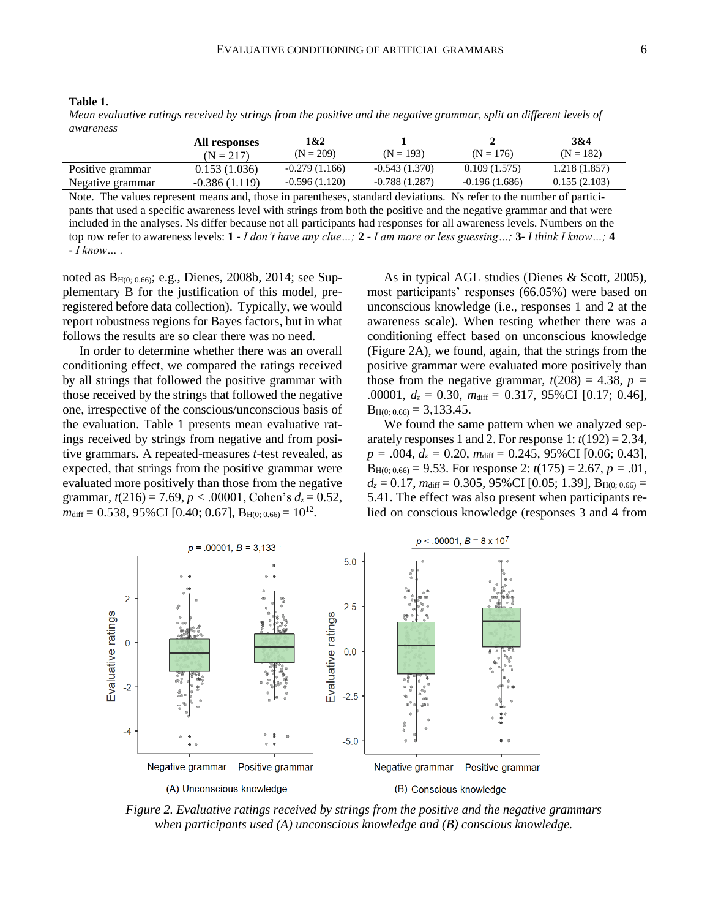**Table 1.**

*Mean evaluative ratings received by strings from the positive and the negative grammar, split on different levels of awareness*

| | All responses (N = 217) | 1&2 (N = 209) | 1 (N = 193) | 2 (N = 176) | 3&4 (N = 182) |
|---|---|---|---|---|---|
| Positive grammar | 0.153 (1.036) | -0.279 (1.166) | -0.543 (1.370) | 0.109 (1.575) | 1.218 (1.857) |
| Negative grammar | -0.386 (1.119) | -0.596 (1.120) | -0.788 (1.287) | -0.196 (1.686) | 0.155 (2.103) |

Note. The values represent means and, those in parentheses, standard deviations. Ns refer to the number of participants that used a specific awareness level with strings from both the positive and the negative grammar and that were included in the analyses. Ns differ because not all participants had responses for all awareness levels. Numbers on the top row refer to awareness levels: **1** - *I don't have any clue…;* **2** - *I am more or less guessing…;* **3-** *I think I know…;* **4** - *I know… .*

noted as $B_{H(0;\,0.66)}$; e.g., Dienes, 2008b, 2014; see Supplementary B for the justification of this model, preregistered before data collection). Typically, we would report robustness regions for Bayes factors, but in what follows the results are so clear there was no need.

In order to determine whether there was an overall conditioning effect, we compared the ratings received by all strings that followed the positive grammar with those received by the strings that followed the negative one, irrespective of the conscious/unconscious basis of the evaluation. Table 1 presents mean evaluative ratings received by strings from negative and from positive grammars. A repeated-measures *t*-test revealed, as expected, that strings from the positive grammar were evaluated more positively than those from the negative grammar, $t(216) = 7.69$, $p < .00001$, Cohen's $d_z = 0.52$, $m_{\text{diff}} = 0.538$, 95%CI [0.40; 0.67], $B_{H(0;\,0.66)} = 10^{12}$.

As in typical AGL studies (Dienes & Scott, 2005), most participants' responses (66.05%) were based on unconscious knowledge (i.e., responses 1 and 2 at the awareness scale). When testing whether there was a conditioning effect based on unconscious knowledge (Figure 2A), we found, again, that the strings from the positive grammar were evaluated more positively than those from the negative grammar, $t(208) = 4.38$, $p = .00001$, $d_z = 0.30$, $m_{\text{diff}} = 0.317$, 95%CI [0.17; 0.46], $B_{H(0;\,0.66)} = 3{,}133.45$.

We found the same pattern when we analyzed separately responses 1 and 2. For response 1: $t(192) = 2.34$, $p = .004$, $d_z = 0.20$, $m_{\text{diff}} = 0.245$, 95%CI [0.06; 0.43], $B_{H(0;\,0.66)} = 9.53$. For response 2: $t(175) = 2.67$, $p = .01$, $d_z = 0.17$, $m_{\text{diff}} = 0.305$, 95%CI [0.05; 1.39], $B_{H(0;\,0.66)} = 5.41$. The effect was also present when participants relied on conscious knowledge (responses 3 and 4 from

*Figure 2.* *Evaluative ratings received by strings from the positive and the negative grammars when participants used (A) unconscious knowledge and (B) conscious knowledge.*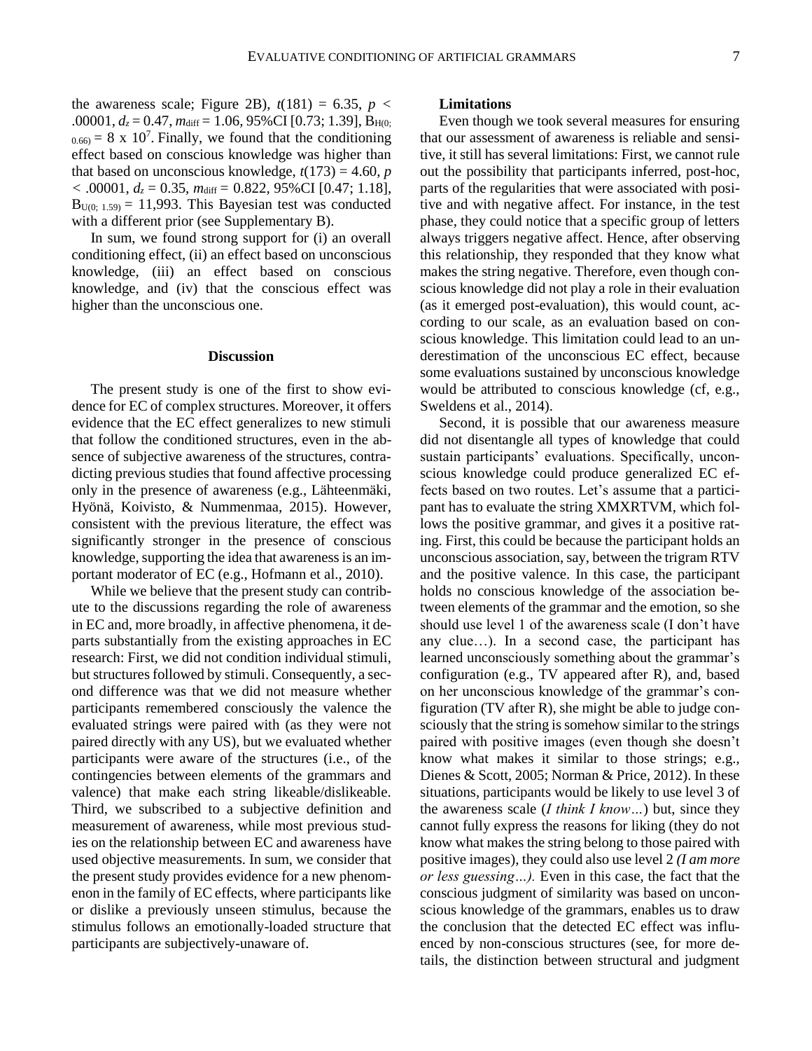the awareness scale; Figure 2B), $t(181) = 6.35$, $p < .00001$, $d_z = 0.47$, $m_{\text{diff}} = 1.06$, 95%CI [0.73; 1.39], $B_{H(0; 0.66)} = 8 \times 10^7$. Finally, we found that the conditioning effect based on conscious knowledge was higher than that based on unconscious knowledge, $t(173) = 4.60$, $p < .00001$, $d_z = 0.35$, $m_{\text{diff}} = 0.822$, 95%CI [0.47; 1.18], $B_{U(0; 1.59)} = 11{,}993$. This Bayesian test was conducted with a different prior (see Supplementary B).

In sum, we found strong support for (i) an overall conditioning effect, (ii) an effect based on unconscious knowledge, (iii) an effect based on conscious knowledge, and (iv) that the conscious effect was higher than the unconscious one.

## Discussion

The present study is one of the first to show evidence for EC of complex structures. Moreover, it offers evidence that the EC effect generalizes to new stimuli that follow the conditioned structures, even in the absence of subjective awareness of the structures, contradicting previous studies that found affective processing only in the presence of awareness (e.g., Lähteenmäki, Hyönä, Koivisto, & Nummenmaa, 2015). However, consistent with the previous literature, the effect was significantly stronger in the presence of conscious knowledge, supporting the idea that awareness is an important moderator of EC (e.g., Hofmann et al., 2010).

While we believe that the present study can contribute to the discussions regarding the role of awareness in EC and, more broadly, in affective phenomena, it departs substantially from the existing approaches in EC research: First, we did not condition individual stimuli, but structures followed by stimuli. Consequently, a second difference was that we did not measure whether participants remembered consciously the valence the evaluated strings were paired with (as they were not paired directly with any US), but we evaluated whether participants were aware of the structures (i.e., of the contingencies between elements of the grammars and valence) that make each string likeable/dislikeable. Third, we subscribed to a subjective definition and measurement of awareness, while most previous studies on the relationship between EC and awareness have used objective measurements. In sum, we consider that the present study provides evidence for a new phenomenon in the family of EC effects, where participants like or dislike a previously unseen stimulus, because the stimulus follows an emotionally-loaded structure that participants are subjectively-unaware of.

### Limitations

Even though we took several measures for ensuring that our assessment of awareness is reliable and sensitive, it still has several limitations: First, we cannot rule out the possibility that participants inferred, post-hoc, parts of the regularities that were associated with positive and with negative affect. For instance, in the test phase, they could notice that a specific group of letters always triggers negative affect. Hence, after observing this relationship, they responded that they know what makes the string negative. Therefore, even though conscious knowledge did not play a role in their evaluation (as it emerged post-evaluation), this would count, according to our scale, as an evaluation based on conscious knowledge. This limitation could lead to an underestimation of the unconscious EC effect, because some evaluations sustained by unconscious knowledge would be attributed to conscious knowledge (cf, e.g., Sweldens et al., 2014).

Second, it is possible that our awareness measure did not disentangle all types of knowledge that could sustain participants' evaluations. Specifically, unconscious knowledge could produce generalized EC effects based on two routes. Let's assume that a participant has to evaluate the string XMXRTVM, which follows the positive grammar, and gives it a positive rating. First, this could be because the participant holds an unconscious association, say, between the trigram RTV and the positive valence. In this case, the participant holds no conscious knowledge of the association between elements of the grammar and the emotion, so she should use level 1 of the awareness scale (I don't have any clue…). In a second case, the participant has learned unconsciously something about the grammar's configuration (e.g., TV appeared after R), and, based on her unconscious knowledge of the grammar's configuration (TV after R), she might be able to judge consciously that the string is somehow similar to the strings paired with positive images (even though she doesn't know what makes it similar to those strings; e.g., Dienes & Scott, 2005; Norman & Price, 2012). In these situations, participants would be likely to use level 3 of the awareness scale (*I think I know…*) but, since they cannot fully express the reasons for liking (they do not know what makes the string belong to those paired with positive images), they could also use level 2 *(I am more or less guessing…).* Even in this case, the fact that the conscious judgment of similarity was based on unconscious knowledge of the grammars, enables us to draw the conclusion that the detected EC effect was influenced by non-conscious structures (see, for more details, the distinction between structural and judgment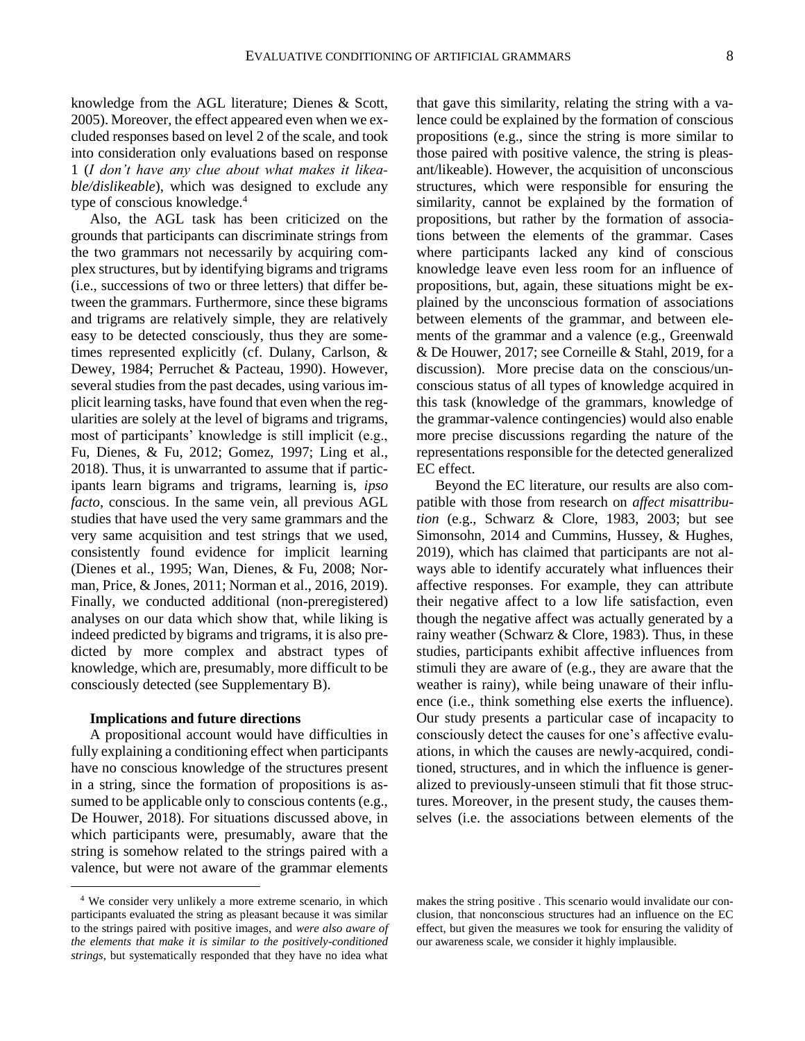knowledge from the AGL literature; Dienes & Scott, 2005). Moreover, the effect appeared even when we excluded responses based on level 2 of the scale, and took into consideration only evaluations based on response 1 (*I don't have any clue about what makes it likeable/dislikeable*), which was designed to exclude any type of conscious knowledge.[4]

Also, the AGL task has been criticized on the grounds that participants can discriminate strings from the two grammars not necessarily by acquiring complex structures, but by identifying bigrams and trigrams (i.e., successions of two or three letters) that differ between the grammars. Furthermore, since these bigrams and trigrams are relatively simple, they are relatively easy to be detected consciously, thus they are sometimes represented explicitly (cf. Dulany, Carlson, & Dewey, 1984; Perruchet & Pacteau, 1990). However, several studies from the past decades, using various implicit learning tasks, have found that even when the regularities are solely at the level of bigrams and trigrams, most of participants' knowledge is still implicit (e.g., Fu, Dienes, & Fu, 2012; Gomez, 1997; Ling et al., 2018). Thus, it is unwarranted to assume that if participants learn bigrams and trigrams, learning is, *ipso facto*, conscious. In the same vein, all previous AGL studies that have used the very same grammars and the very same acquisition and test strings that we used, consistently found evidence for implicit learning (Dienes et al., 1995; Wan, Dienes, & Fu, 2008; Norman, Price, & Jones, 2011; Norman et al., 2016, 2019). Finally, we conducted additional (non-preregistered) analyses on our data which show that, while liking is indeed predicted by bigrams and trigrams, it is also predicted by more complex and abstract types of knowledge, which are, presumably, more difficult to be consciously detected (see Supplementary B).

### Implications and future directions

A propositional account would have difficulties in fully explaining a conditioning effect when participants have no conscious knowledge of the structures present in a string, since the formation of propositions is assumed to be applicable only to conscious contents (e.g., De Houwer, 2018). For situations discussed above, in which participants were, presumably, aware that the string is somehow related to the strings paired with a valence, but were not aware of the grammar elements that gave this similarity, relating the string with a valence could be explained by the formation of conscious propositions (e.g., since the string is more similar to those paired with positive valence, the string is pleasant/likeable). However, the acquisition of unconscious structures, which were responsible for ensuring the similarity, cannot be explained by the formation of propositions, but rather by the formation of associations between the elements of the grammar. Cases where participants lacked any kind of conscious knowledge leave even less room for an influence of propositions, but, again, these situations might be explained by the unconscious formation of associations between elements of the grammar, and between elements of the grammar and a valence (e.g., Greenwald & De Houwer, 2017; see Corneille & Stahl, 2019, for a discussion). More precise data on the conscious/unconscious status of all types of knowledge acquired in this task (knowledge of the grammars, knowledge of the grammar-valence contingencies) would also enable more precise discussions regarding the nature of the representations responsible for the detected generalized EC effect.

Beyond the EC literature, our results are also compatible with those from research on *affect misattribution* (e.g., Schwarz & Clore, 1983, 2003; but see Simonsohn, 2014 and Cummins, Hussey, & Hughes, 2019), which has claimed that participants are not always able to identify accurately what influences their affective responses. For example, they can attribute their negative affect to a low life satisfaction, even though the negative affect was actually generated by a rainy weather (Schwarz & Clore, 1983). Thus, in these studies, participants exhibit affective influences from stimuli they are aware of (e.g., they are aware that the weather is rainy), while being unaware of their influence (i.e., think something else exerts the influence). Our study presents a particular case of incapacity to consciously detect the causes for one's affective evaluations, in which the causes are newly-acquired, conditioned, structures, and in which the influence is generalized to previously-unseen stimuli that fit those structures. Moreover, in the present study, the causes themselves (i.e. the associations between elements of the

[4] We consider very unlikely a more extreme scenario, in which participants evaluated the string as pleasant because it was similar to the strings paired with positive images, and *were also aware of the elements that make it is similar to the positively-conditioned strings*, but systematically responded that they have no idea what makes the string positive . This scenario would invalidate our conclusion, that nonconscious structures had an influence on the EC effect, but given the measures we took for ensuring the validity of our awareness scale, we consider it highly implausible.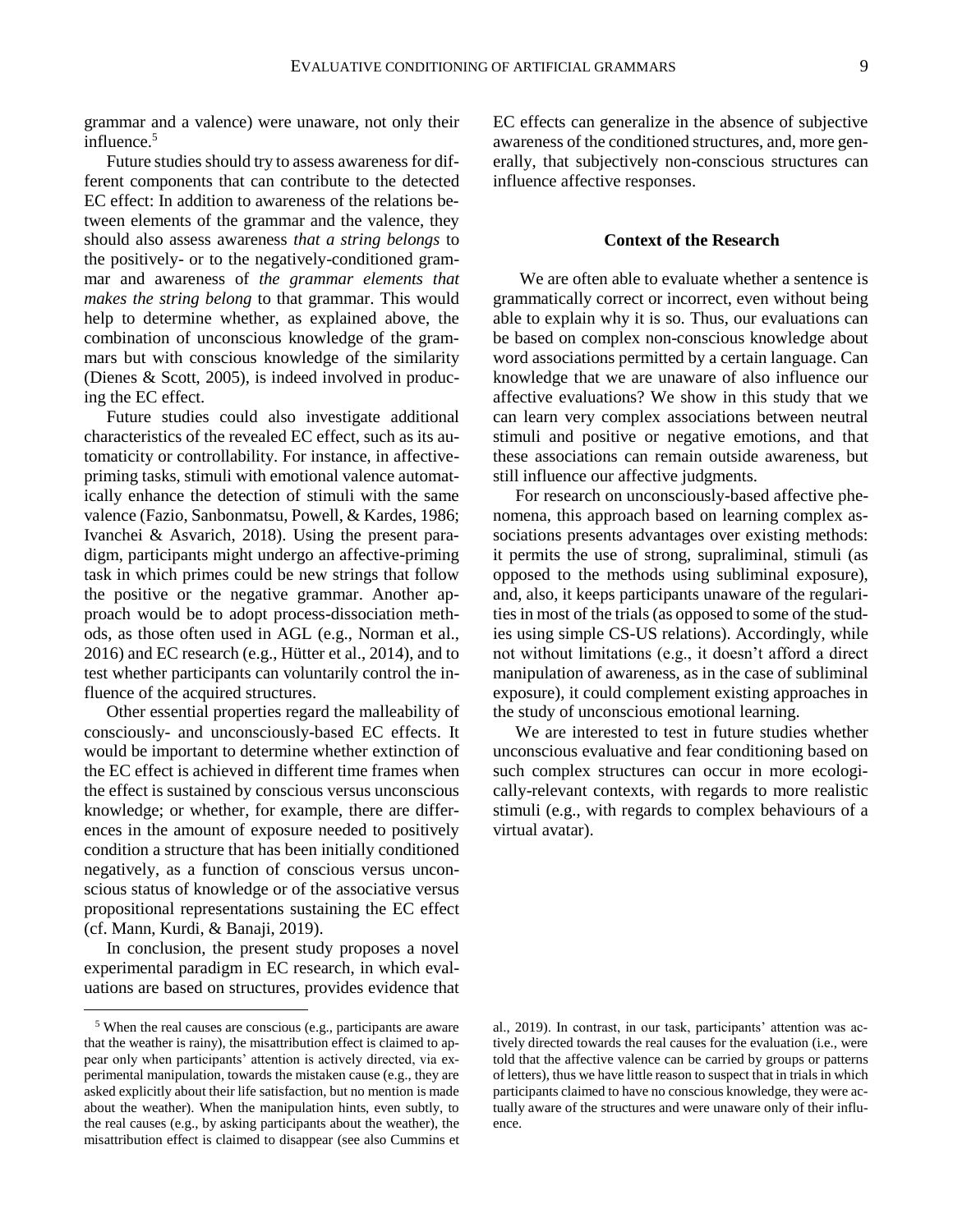grammar and a valence) were unaware, not only their influence.[5]

Future studies should try to assess awareness for different components that can contribute to the detected EC effect: In addition to awareness of the relations between elements of the grammar and the valence, they should also assess awareness *that a string belongs* to the positively- or to the negatively-conditioned grammar and awareness of *the grammar elements that makes the string belong* to that grammar. This would help to determine whether, as explained above, the combination of unconscious knowledge of the grammars but with conscious knowledge of the similarity (Dienes & Scott, 2005), is indeed involved in producing the EC effect.

Future studies could also investigate additional characteristics of the revealed EC effect, such as its automaticity or controllability. For instance, in affective-priming tasks, stimuli with emotional valence automatically enhance the detection of stimuli with the same valence (Fazio, Sanbonmatsu, Powell, & Kardes, 1986; Ivanchei & Asvarich, 2018). Using the present paradigm, participants might undergo an affective-priming task in which primes could be new strings that follow the positive or the negative grammar. Another approach would be to adopt process-dissociation methods, as those often used in AGL (e.g., Norman et al., 2016) and EC research (e.g., Hütter et al., 2014), and to test whether participants can voluntarily control the influence of the acquired structures.

Other essential properties regard the malleability of consciously- and unconsciously-based EC effects. It would be important to determine whether extinction of the EC effect is achieved in different time frames when the effect is sustained by conscious versus unconscious knowledge; or whether, for example, there are differences in the amount of exposure needed to positively condition a structure that has been initially conditioned negatively, as a function of conscious versus unconscious status of knowledge or of the associative versus propositional representations sustaining the EC effect (cf. Mann, Kurdi, & Banaji, 2019).

In conclusion, the present study proposes a novel experimental paradigm in EC research, in which evaluations are based on structures, provides evidence that EC effects can generalize in the absence of subjective awareness of the conditioned structures, and, more generally, that subjectively non-conscious structures can influence affective responses.

## Context of the Research

We are often able to evaluate whether a sentence is grammatically correct or incorrect, even without being able to explain why it is so. Thus, our evaluations can be based on complex non-conscious knowledge about word associations permitted by a certain language. Can knowledge that we are unaware of also influence our affective evaluations? We show in this study that we can learn very complex associations between neutral stimuli and positive or negative emotions, and that these associations can remain outside awareness, but still influence our affective judgments.

For research on unconsciously-based affective phenomena, this approach based on learning complex associations presents advantages over existing methods: it permits the use of strong, supraliminal, stimuli (as opposed to the methods using subliminal exposure), and, also, it keeps participants unaware of the regularities in most of the trials (as opposed to some of the studies using simple CS-US relations). Accordingly, while not without limitations (e.g., it doesn't afford a direct manipulation of awareness, as in the case of subliminal exposure), it could complement existing approaches in the study of unconscious emotional learning.

We are interested to test in future studies whether unconscious evaluative and fear conditioning based on such complex structures can occur in more ecologically-relevant contexts, with regards to more realistic stimuli (e.g., with regards to complex behaviours of a virtual avatar).

---

[5] When the real causes are conscious (e.g., participants are aware that the weather is rainy), the misattribution effect is claimed to appear only when participants' attention is actively directed, via experimental manipulation, towards the mistaken cause (e.g., they are asked explicitly about their life satisfaction, but no mention is made about the weather). When the manipulation hints, even subtly, to the real causes (e.g., by asking participants about the weather), the misattribution effect is claimed to disappear (see also Cummins et al., 2019). In contrast, in our task, participants' attention was actively directed towards the real causes for the evaluation (i.e., were told that the affective valence can be carried by groups or patterns of letters), thus we have little reason to suspect that in trials in which participants claimed to have no conscious knowledge, they were actually aware of the structures and were unaware only of their influence.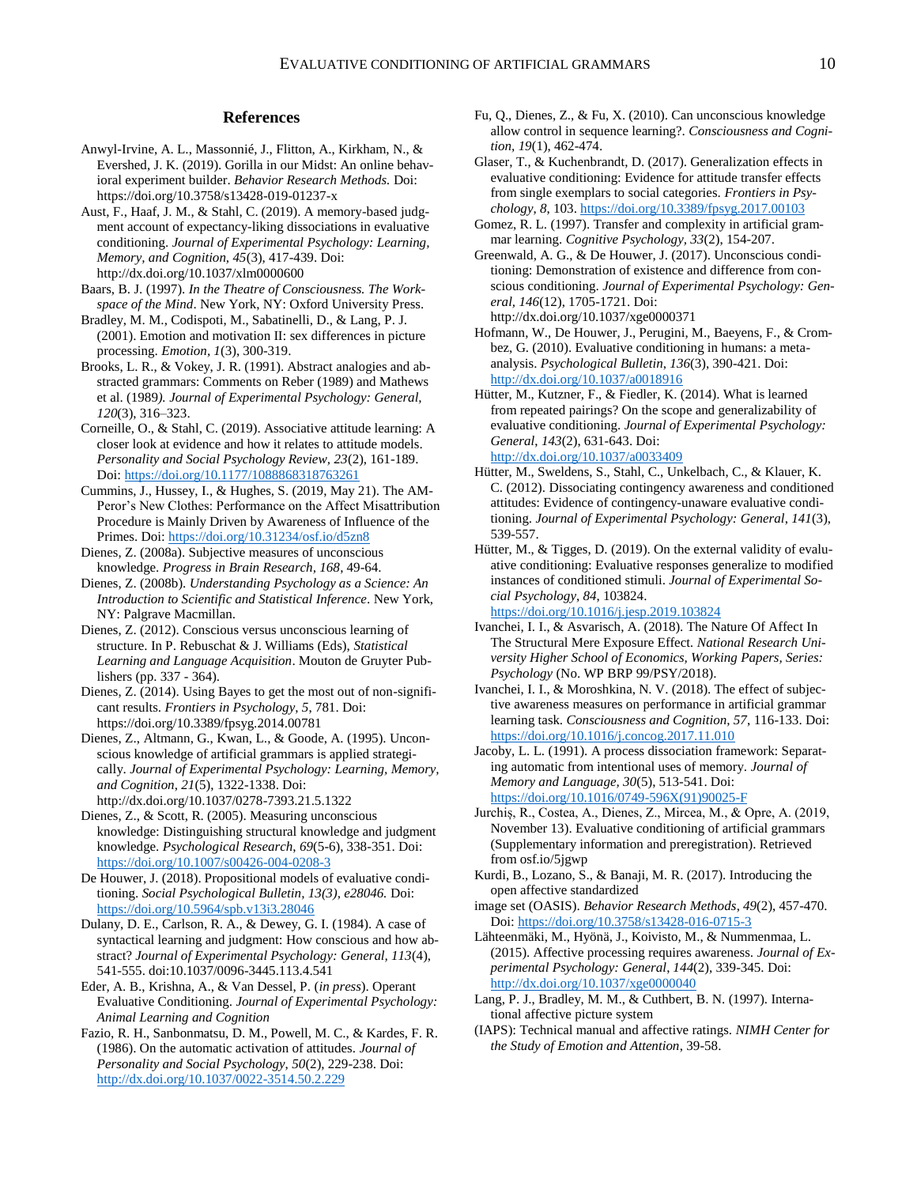## References

Anwyl-Irvine, A. L., Massonnié, J., Flitton, A., Kirkham, N., & Evershed, J. K. (2019). Gorilla in our Midst: An online behavioral experiment builder. *Behavior Research Methods.* Doi: https://doi.org/10.3758/s13428-019-01237-x

Aust, F., Haaf, J. M., & Stahl, C. (2019). A memory-based judgment account of expectancy-liking dissociations in evaluative conditioning. *Journal of Experimental Psychology: Learning, Memory, and Cognition, 45*(3), 417-439. Doi: http://dx.doi.org/10.1037/xlm0000600

Baars, B. J. (1997). *In the Theatre of Consciousness. The Workspace of the Mind*. New York, NY: Oxford University Press.

Bradley, M. M., Codispoti, M., Sabatinelli, D., & Lang, P. J. (2001). Emotion and motivation II: sex differences in picture processing. *Emotion, 1*(3), 300-319.

Brooks, L. R., & Vokey, J. R. (1991). Abstract analogies and abstracted grammars: Comments on Reber (1989) and Mathews et al. (1989*). Journal of Experimental Psychology: General, 120*(3), 316–323.

Corneille, O., & Stahl, C. (2019). Associative attitude learning: A closer look at evidence and how it relates to attitude models. *Personality and Social Psychology Review, 23*(2), 161-189. Doi: https://doi.org/10.1177/1088868318763261

Cummins, J., Hussey, I., & Hughes, S. (2019, May 21). The AMPeror's New Clothes: Performance on the Affect Misattribution Procedure is Mainly Driven by Awareness of Influence of the Primes. Doi: https://doi.org/10.31234/osf.io/d5zn8

Dienes, Z. (2008a). Subjective measures of unconscious knowledge. *Progress in Brain Research, 168*, 49-64.

Dienes, Z. (2008b). *Understanding Psychology as a Science: An Introduction to Scientific and Statistical Inference*. New York, NY: Palgrave Macmillan.

Dienes, Z. (2012). Conscious versus unconscious learning of structure. In P. Rebuschat & J. Williams (Eds), *Statistical Learning and Language Acquisition*. Mouton de Gruyter Publishers (pp. 337 - 364).

Dienes, Z. (2014). Using Bayes to get the most out of non-significant results. *Frontiers in Psychology*, *5*, 781. Doi: https://doi.org/10.3389/fpsyg.2014.00781

Dienes, Z., Altmann, G., Kwan, L., & Goode, A. (1995). Unconscious knowledge of artificial grammars is applied strategically. *Journal of Experimental Psychology: Learning, Memory, and Cognition*, *21*(5), 1322-1338. Doi: http://dx.doi.org/10.1037/0278-7393.21.5.1322

Dienes, Z., & Scott, R. (2005). Measuring unconscious knowledge: Distinguishing structural knowledge and judgment knowledge. *Psychological Research, 69*(5-6), 338-351. Doi: https://doi.org/10.1007/s00426-004-0208-3

De Houwer, J. (2018). Propositional models of evaluative conditioning. *Social Psychological Bulletin, 13(3), e28046.* Doi: https://doi.org/10.5964/spb.v13i3.28046

Dulany, D. E., Carlson, R. A., & Dewey, G. I. (1984). A case of syntactical learning and judgment: How conscious and how abstract? *Journal of Experimental Psychology: General, 113*(4), 541-555. doi:10.1037/0096-3445.113.4.541

Eder, A. B., Krishna, A., & Van Dessel, P. (*in press*). Operant Evaluative Conditioning. *Journal of Experimental Psychology: Animal Learning and Cognition*

Fazio, R. H., Sanbonmatsu, D. M., Powell, M. C., & Kardes, F. R. (1986). On the automatic activation of attitudes. *Journal of Personality and Social Psychology, 50*(2), 229-238. Doi: http://dx.doi.org/10.1037/0022-3514.50.2.229

Fu, Q., Dienes, Z., & Fu, X. (2010). Can unconscious knowledge allow control in sequence learning?. *Consciousness and Cognition*, *19*(1), 462-474.

Glaser, T., & Kuchenbrandt, D. (2017). Generalization effects in evaluative conditioning: Evidence for attitude transfer effects from single exemplars to social categories. *Frontiers in Psychology*, *8*, 103. https://doi.org/10.3389/fpsyg.2017.00103

Gomez, R. L. (1997). Transfer and complexity in artificial grammar learning. *Cognitive Psychology*, *33*(2), 154-207.

Greenwald, A. G., & De Houwer, J. (2017). Unconscious conditioning: Demonstration of existence and difference from conscious conditioning. *Journal of Experimental Psychology: General, 146*(12), 1705-1721. Doi: http://dx.doi.org/10.1037/xge0000371

Hofmann, W., De Houwer, J., Perugini, M., Baeyens, F., & Crombez, G. (2010). Evaluative conditioning in humans: a meta-analysis. *Psychological Bulletin, 136*(3), 390-421. Doi: http://dx.doi.org/10.1037/a0018916

Hütter, M., Kutzner, F., & Fiedler, K. (2014). What is learned from repeated pairings? On the scope and generalizability of evaluative conditioning. *Journal of Experimental Psychology: General*, *143*(2), 631-643. Doi: http://dx.doi.org/10.1037/a0033409

Hütter, M., Sweldens, S., Stahl, C., Unkelbach, C., & Klauer, K. C. (2012). Dissociating contingency awareness and conditioned attitudes: Evidence of contingency-unaware evaluative conditioning. *Journal of Experimental Psychology: General*, *141*(3), 539-557.

Hütter, M., & Tigges, D. (2019). On the external validity of evaluative conditioning: Evaluative responses generalize to modified instances of conditioned stimuli. *Journal of Experimental Social Psychology*, *84*, 103824. https://doi.org/10.1016/j.jesp.2019.103824

Ivanchei, I. I., & Asvarisch, A. (2018). The Nature Of Affect In The Structural Mere Exposure Effect. *National Research University Higher School of Economics, Working Papers, Series: Psychology* (No. WP BRP 99/PSY/2018).

Ivanchei, I. I., & Moroshkina, N. V. (2018). The effect of subjective awareness measures on performance in artificial grammar learning task. *Consciousness and Cognition*, *57*, 116-133. Doi: https://doi.org/10.1016/j.concog.2017.11.010

Jacoby, L. L. (1991). A process dissociation framework: Separating automatic from intentional uses of memory. *Journal of Memory and Language, 30*(5), 513-541. Doi: https://doi.org/10.1016/0749-596X(91)90025-F

Jurchiș, R., Costea, A., Dienes, Z., Mircea, M., & Opre, A. (2019, November 13). Evaluative conditioning of artificial grammars (Supplementary information and preregistration). Retrieved from osf.io/5jgwp

Kurdi, B., Lozano, S., & Banaji, M. R. (2017). Introducing the open affective standardized image set (OASIS). *Behavior Research Methods*, *49*(2), 457-470. Doi: https://doi.org/10.3758/s13428-016-0715-3

Lähteenmäki, M., Hyönä, J., Koivisto, M., & Nummenmaa, L. (2015). Affective processing requires awareness. *Journal of Experimental Psychology: General*, *144*(2), 339-345. Doi: http://dx.doi.org/10.1037/xge0000040

Lang, P. J., Bradley, M. M., & Cuthbert, B. N. (1997). International affective picture system (IAPS): Technical manual and affective ratings. *NIMH Center for the Study of Emotion and Attention*, 39-58.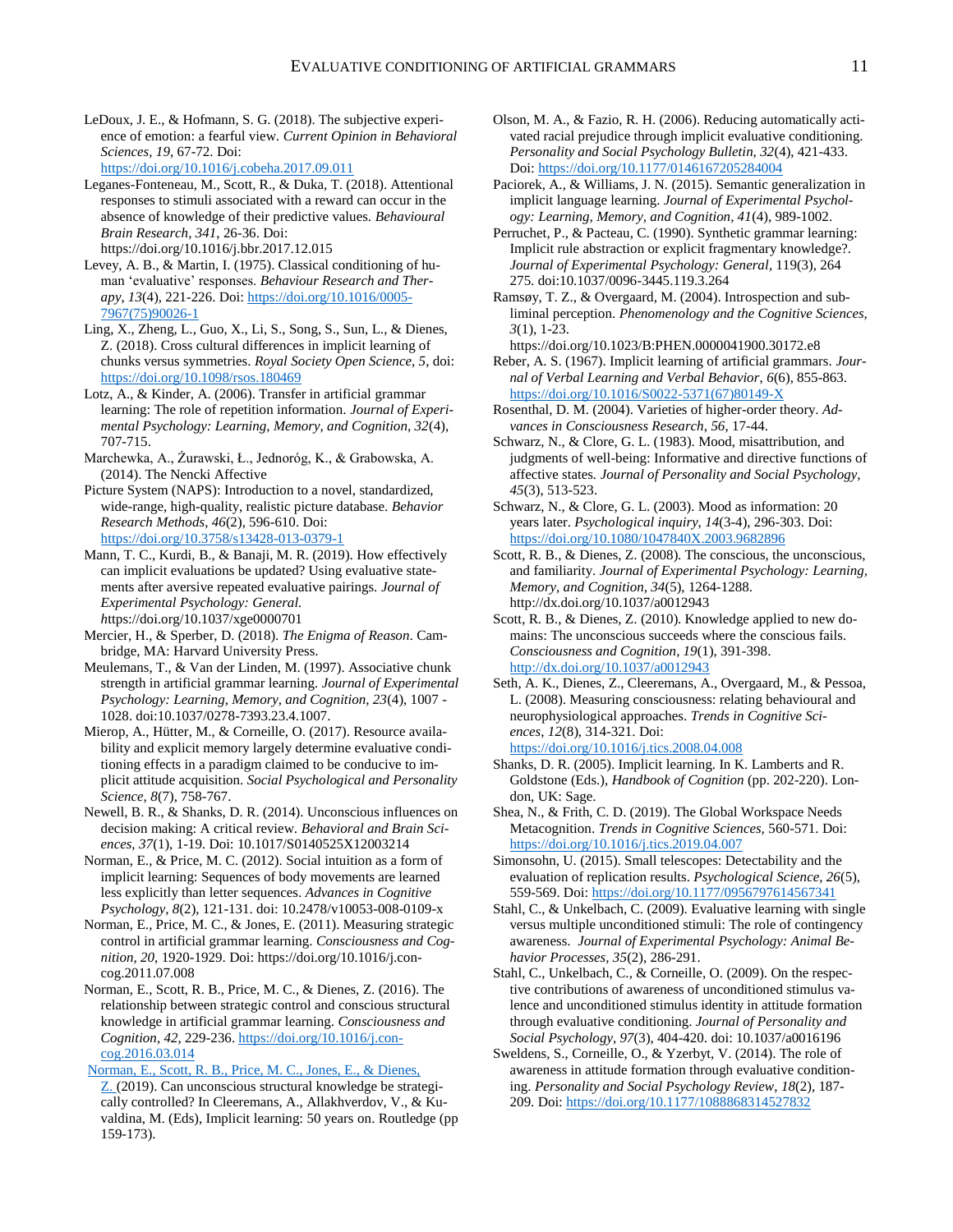LeDoux, J. E., & Hofmann, S. G. (2018). The subjective experience of emotion: a fearful view. *Current Opinion in Behavioral Sciences, 19*, 67-72. Doi: https://doi.org/10.1016/j.cobeha.2017.09.011

Leganes-Fonteneau, M., Scott, R., & Duka, T. (2018). Attentional responses to stimuli associated with a reward can occur in the absence of knowledge of their predictive values. *Behavioural Brain Research, 341*, 26-36. Doi: https://doi.org/10.1016/j.bbr.2017.12.015

Levey, A. B., & Martin, I. (1975). Classical conditioning of human 'evaluative' responses. *Behaviour Research and Therapy, 13*(4), 221-226. Doi: https://doi.org/10.1016/0005-7967(75)90026-1

Ling, X., Zheng, L., Guo, X., Li, S., Song, S., Sun, L., & Dienes, Z. (2018). Cross cultural differences in implicit learning of chunks versus symmetries. *Royal Society Open Science, 5*, doi: https://doi.org/10.1098/rsos.180469

Lotz, A., & Kinder, A. (2006). Transfer in artificial grammar learning: The role of repetition information. *Journal of Experimental Psychology: Learning, Memory, and Cognition, 32*(4), 707-715.

Marchewka, A., Żurawski, Ł., Jednoróg, K., & Grabowska, A. (2014). The Nencki Affective Picture System (NAPS): Introduction to a novel, standardized, wide-range, high-quality, realistic picture database. *Behavior Research Methods, 46*(2), 596-610. Doi: https://doi.org/10.3758/s13428-013-0379-1

Mann, T. C., Kurdi, B., & Banaji, M. R. (2019). How effectively can implicit evaluations be updated? Using evaluative statements after aversive repeated evaluative pairings. *Journal of Experimental Psychology: General.* https://doi.org/10.1037/xge0000701

Mercier, H., & Sperber, D. (2018). *The Enigma of Reason*. Cambridge, MA: Harvard University Press.

Meulemans, T., & Van der Linden, M. (1997). Associative chunk strength in artificial grammar learning. *Journal of Experimental Psychology: Learning, Memory, and Cognition, 23*(4), 1007 - 1028. doi:10.1037/0278-7393.23.4.1007.

Mierop, A., Hütter, M., & Corneille, O. (2017). Resource availability and explicit memory largely determine evaluative conditioning effects in a paradigm claimed to be conducive to implicit attitude acquisition. *Social Psychological and Personality Science, 8*(7), 758-767.

Newell, B. R., & Shanks, D. R. (2014). Unconscious influences on decision making: A critical review. *Behavioral and Brain Sciences, 37*(1), 1-19. Doi: 10.1017/S0140525X12003214

Norman, E., & Price, M. C. (2012). Social intuition as a form of implicit learning: Sequences of body movements are learned less explicitly than letter sequences. *Advances in Cognitive Psychology, 8*(2), 121-131. doi: 10.2478/v10053-008-0109-x

Norman, E., Price, M. C., & Jones, E. (2011). Measuring strategic control in artificial grammar learning. *Consciousness and Cognition, 20*, 1920-1929. Doi: https://doi.org/10.1016/j.concog.2011.07.008

Norman, E., Scott, R. B., Price, M. C., & Dienes, Z. (2016). The relationship between strategic control and conscious structural knowledge in artificial grammar learning. *Consciousness and Cognition, 42*, 229-236. https://doi.org/10.1016/j.concog.2016.03.014

Norman, E., Scott, R. B., Price, M. C., Jones, E., & Dienes, Z. (2019). Can unconscious structural knowledge be strategically controlled? In Cleeremans, A., Allakhverdov, V., & Kuvaldina, M. (Eds), Implicit learning: 50 years on. Routledge (pp 159-173).

Olson, M. A., & Fazio, R. H. (2006). Reducing automatically activated racial prejudice through implicit evaluative conditioning. *Personality and Social Psychology Bulletin, 32*(4), 421-433. Doi: https://doi.org/10.1177/0146167205284004

Paciorek, A., & Williams, J. N. (2015). Semantic generalization in implicit language learning. *Journal of Experimental Psychology: Learning, Memory, and Cognition, 41*(4), 989-1002.

Perruchet, P., & Pacteau, C. (1990). Synthetic grammar learning: Implicit rule abstraction or explicit fragmentary knowledge?. *Journal of Experimental Psychology: General*, 119(3), 264 275. doi:10.1037/0096-3445.119.3.264

Ramsøy, T. Z., & Overgaard, M. (2004). Introspection and subliminal perception. *Phenomenology and the Cognitive Sciences, 3*(1), 1-23. https://doi.org/10.1023/B:PHEN.0000041900.30172.e8

Reber, A. S. (1967). Implicit learning of artificial grammars. *Journal of Verbal Learning and Verbal Behavior, 6*(6), 855-863. https://doi.org/10.1016/S0022-5371(67)80149-X

Rosenthal, D. M. (2004). Varieties of higher-order theory. *Advances in Consciousness Research, 56*, 17-44.

Schwarz, N., & Clore, G. L. (1983). Mood, misattribution, and judgments of well-being: Informative and directive functions of affective states. *Journal of Personality and Social Psychology, 45*(3), 513-523.

Schwarz, N., & Clore, G. L. (2003). Mood as information: 20 years later. *Psychological inquiry, 14*(3-4), 296-303. Doi: https://doi.org/10.1080/1047840X.2003.9682896

Scott, R. B., & Dienes, Z. (2008). The conscious, the unconscious, and familiarity. *Journal of Experimental Psychology: Learning, Memory, and Cognition, 34*(5), 1264-1288. http://dx.doi.org/10.1037/a0012943

Scott, R. B., & Dienes, Z. (2010). Knowledge applied to new domains: The unconscious succeeds where the conscious fails. *Consciousness and Cognition, 19*(1), 391-398. http://dx.doi.org/10.1037/a0012943

Seth, A. K., Dienes, Z., Cleeremans, A., Overgaard, M., & Pessoa, L. (2008). Measuring consciousness: relating behavioural and neurophysiological approaches. *Trends in Cognitive Sciences, 12*(8), 314-321. Doi: https://doi.org/10.1016/j.tics.2008.04.008

Shanks, D. R. (2005). Implicit learning. In K. Lamberts and R. Goldstone (Eds.), *Handbook of Cognition* (pp. 202-220). London, UK: Sage.

Shea, N., & Frith, C. D. (2019). The Global Workspace Needs Metacognition. *Trends in Cognitive Sciences,* 560-571. Doi: https://doi.org/10.1016/j.tics.2019.04.007

Simonsohn, U. (2015). Small telescopes: Detectability and the evaluation of replication results. *Psychological Science, 26*(5), 559-569. Doi: https://doi.org/10.1177/0956797614567341

Stahl, C., & Unkelbach, C. (2009). Evaluative learning with single versus multiple unconditioned stimuli: The role of contingency awareness. *Journal of Experimental Psychology: Animal Behavior Processes, 35*(2), 286-291.

Stahl, C., Unkelbach, C., & Corneille, O. (2009). On the respective contributions of awareness of unconditioned stimulus valence and unconditioned stimulus identity in attitude formation through evaluative conditioning. *Journal of Personality and Social Psychology, 97*(3), 404-420. doi: 10.1037/a0016196

Sweldens, S., Corneille, O., & Yzerbyt, V. (2014). The role of awareness in attitude formation through evaluative conditioning. *Personality and Social Psychology Review, 18*(2), 187-209. Doi: https://doi.org/10.1177/1088868314527832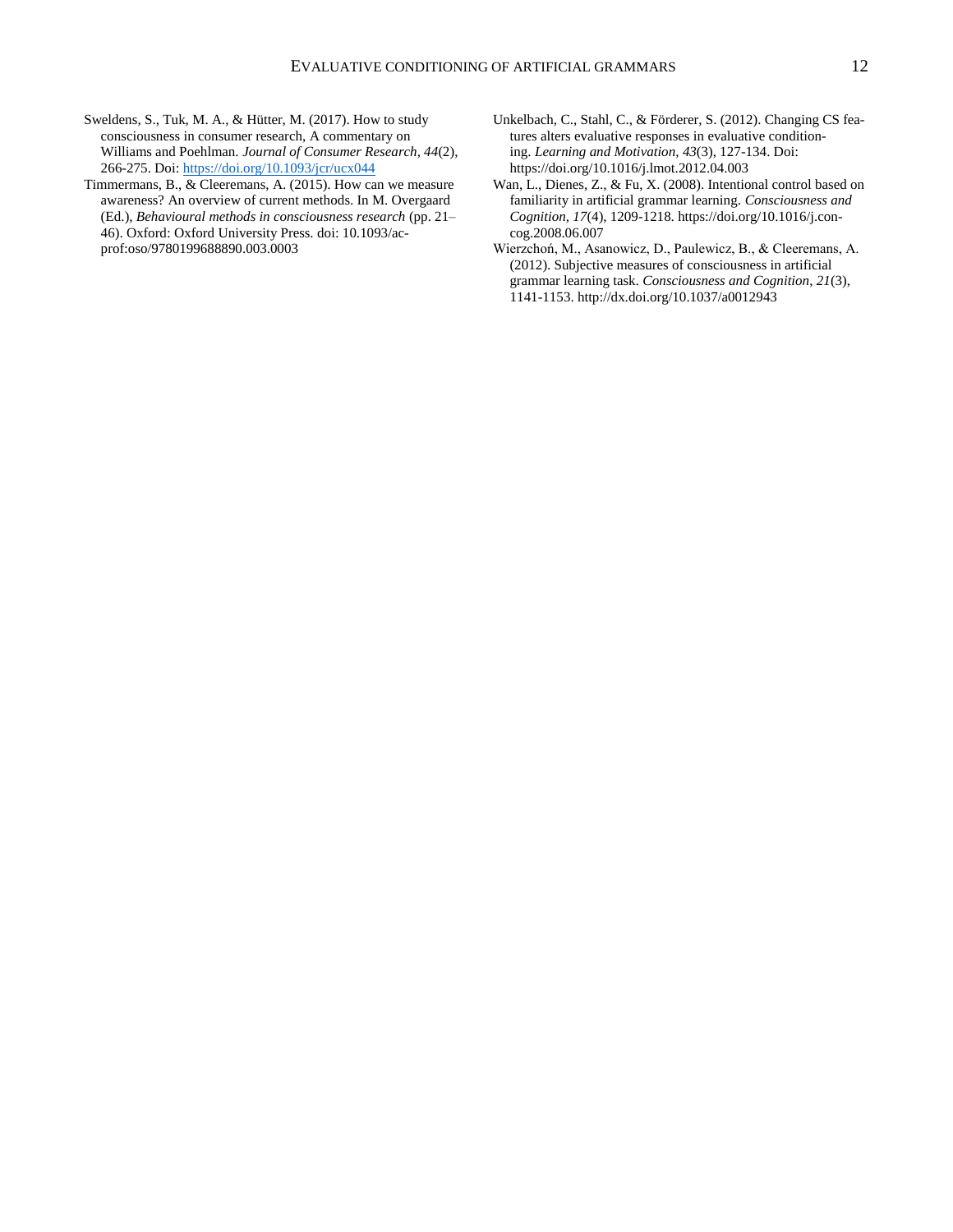Sweldens, S., Tuk, M. A., & Hütter, M. (2017). How to study consciousness in consumer research, A commentary on Williams and Poehlman. *Journal of Consumer Research, 44*(2), 266-275. Doi: https://doi.org/10.1093/jcr/ucx044

Timmermans, B., & Cleeremans, A. (2015). How can we measure awareness? An overview of current methods. In M. Overgaard (Ed.), *Behavioural methods in consciousness research* (pp. 21–46). Oxford: Oxford University Press. doi: 10.1093/acprof:oso/9780199688890.003.0003

Unkelbach, C., Stahl, C., & Förderer, S. (2012). Changing CS features alters evaluative responses in evaluative conditioning. *Learning and Motivation*, *43*(3), 127-134. Doi: https://doi.org/10.1016/j.lmot.2012.04.003

Wan, L., Dienes, Z., & Fu, X. (2008). Intentional control based on familiarity in artificial grammar learning. *Consciousness and Cognition, 17*(4), 1209-1218. https://doi.org/10.1016/j.concog.2008.06.007

Wierzchoń, M., Asanowicz, D., Paulewicz, B., & Cleeremans, A. (2012). Subjective measures of consciousness in artificial grammar learning task. *Consciousness and Cognition*, *21*(3), 1141-1153. http://dx.doi.org/10.1037/a0012943